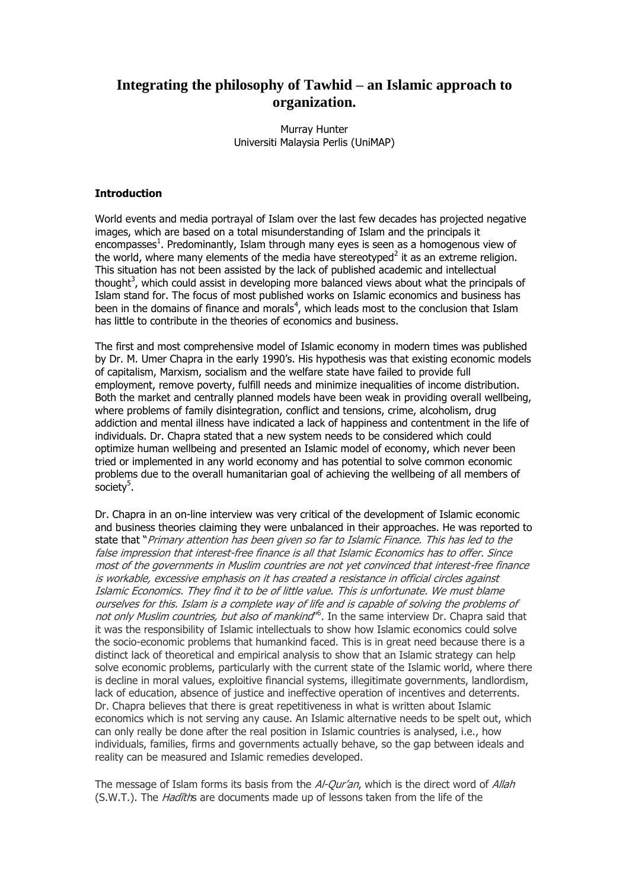# Integrating the philosophy of Tawhid – an Islamic approach to organization.

Murray Hunter
Universiti Malaysia Perlis (UniMAP)

### Introduction

World events and media portrayal of Islam over the last few decades has projected negative images, which are based on a total misunderstanding of Islam and the principals it encompasses[1]. Predominantly, Islam through many eyes is seen as a homogenous view of the world, where many elements of the media have stereotyped[2] it as an extreme religion. This situation has not been assisted by the lack of published academic and intellectual thought[3], which could assist in developing more balanced views about what the principals of Islam stand for. The focus of most published works on Islamic economics and business has been in the domains of finance and morals[4], which leads most to the conclusion that Islam has little to contribute in the theories of economics and business.

The first and most comprehensive model of Islamic economy in modern times was published by Dr. M. Umer Chapra in the early 1990's. His hypothesis was that existing economic models of capitalism, Marxism, socialism and the welfare state have failed to provide full employment, remove poverty, fulfill needs and minimize inequalities of income distribution. Both the market and centrally planned models have been weak in providing overall wellbeing, where problems of family disintegration, conflict and tensions, crime, alcoholism, drug addiction and mental illness have indicated a lack of happiness and contentment in the life of individuals. Dr. Chapra stated that a new system needs to be considered which could optimize human wellbeing and presented an Islamic model of economy, which never been tried or implemented in any world economy and has potential to solve common economic problems due to the overall humanitarian goal of achieving the wellbeing of all members of society[5].

Dr. Chapra in an on-line interview was very critical of the development of Islamic economic and business theories claiming they were unbalanced in their approaches. He was reported to state that "*Primary attention has been given so far to Islamic Finance. This has led to the false impression that interest-free finance is all that Islamic Economics has to offer. Since most of the governments in Muslim countries are not yet convinced that interest-free finance is workable, excessive emphasis on it has created a resistance in official circles against Islamic Economics. They find it to be of little value. This is unfortunate. We must blame ourselves for this. Islam is a complete way of life and is capable of solving the problems of not only Muslim countries, but also of mankind*"[6]. In the same interview Dr. Chapra said that it was the responsibility of Islamic intellectuals to show how Islamic economics could solve the socio-economic problems that humankind faced. This is in great need because there is a distinct lack of theoretical and empirical analysis to show that an Islamic strategy can help solve economic problems, particularly with the current state of the Islamic world, where there is decline in moral values, exploitive financial systems, illegitimate governments, landlordism, lack of education, absence of justice and ineffective operation of incentives and deterrents. Dr. Chapra believes that there is great repetitiveness in what is written about Islamic economics which is not serving any cause. An Islamic alternative needs to be spelt out, which can only really be done after the real position in Islamic countries is analysed, i.e., how individuals, families, firms and governments actually behave, so the gap between ideals and reality can be measured and Islamic remedies developed.

The message of Islam forms its basis from the *Al-Qur'an*, which is the direct word of *Allah* (S.W.T.). The *Hadîth*s are documents made up of lessons taken from the life of the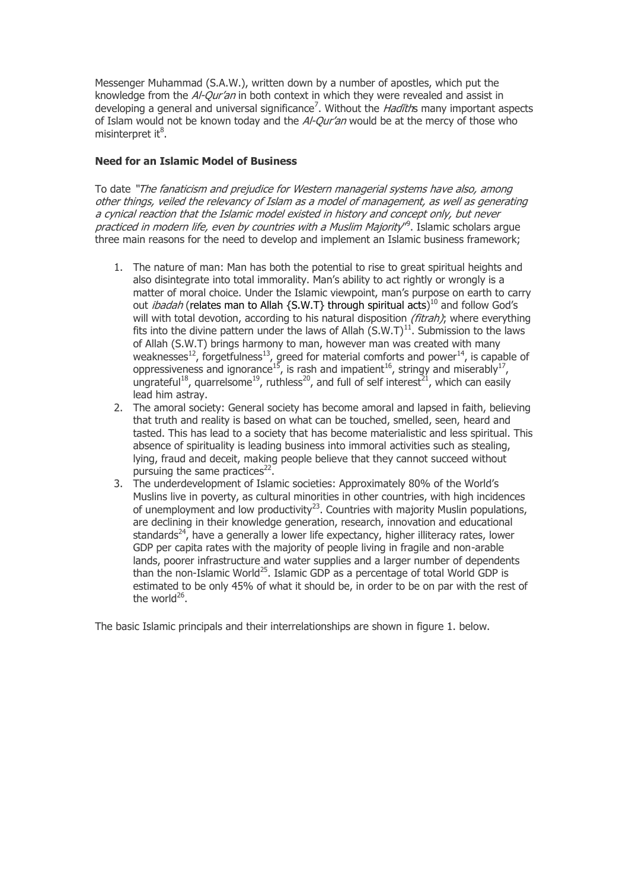Messenger Muhammad (S.A.W.), written down by a number of apostles, which put the knowledge from the *Al-Qur'an* in both context in which they were revealed and assist in developing a general and universal significance[7]. Without the *Hadīth*s many important aspects of Islam would not be known today and the *Al-Qur'an* would be at the mercy of those who misinterpret it[8].

**Need for an Islamic Model of Business**

To date *"The fanaticism and prejudice for Western managerial systems have also, among other things, veiled the relevancy of Islam as a model of management, as well as generating a cynical reaction that the Islamic model existed in history and concept only, but never practiced in modern life, even by countries with a Muslim Majority"*[9]. Islamic scholars argue three main reasons for the need to develop and implement an Islamic business framework;

1. The nature of man: Man has both the potential to rise to great spiritual heights and also disintegrate into total immorality. Man's ability to act rightly or wrongly is a matter of moral choice. Under the Islamic viewpoint, man's purpose on earth to carry out *ibadah* (relates man to Allah {S.W.T} through spiritual acts)[10] and follow God's will with total devotion, according to his natural disposition *(fitrah)*; where everything fits into the divine pattern under the laws of Allah (S.W.T)[11]. Submission to the laws of Allah (S.W.T) brings harmony to man, however man was created with many weaknesses[12], forgetfulness[13], greed for material comforts and power[14], is capable of oppressiveness and ignorance[15], is rash and impatient[16], stringy and miserably[17], ungrateful[18], quarrelsome[19], ruthless[20], and full of self interest[21], which can easily lead him astray.
2. The amoral society: General society has become amoral and lapsed in faith, believing that truth and reality is based on what can be touched, smelled, seen, heard and tasted. This has lead to a society that has become materialistic and less spiritual. This absence of spirituality is leading business into immoral activities such as stealing, lying, fraud and deceit, making people believe that they cannot succeed without pursuing the same practices[22].
3. The underdevelopment of Islamic societies: Approximately 80% of the World's Muslins live in poverty, as cultural minorities in other countries, with high incidences of unemployment and low productivity[23]. Countries with majority Muslin populations, are declining in their knowledge generation, research, innovation and educational standards[24], have a generally a lower life expectancy, higher illiteracy rates, lower GDP per capita rates with the majority of people living in fragile and non-arable lands, poorer infrastructure and water supplies and a larger number of dependents than the non-Islamic World[25]. Islamic GDP as a percentage of total World GDP is estimated to be only 45% of what it should be, in order to be on par with the rest of the world[26].

The basic Islamic principals and their interrelationships are shown in figure 1. below.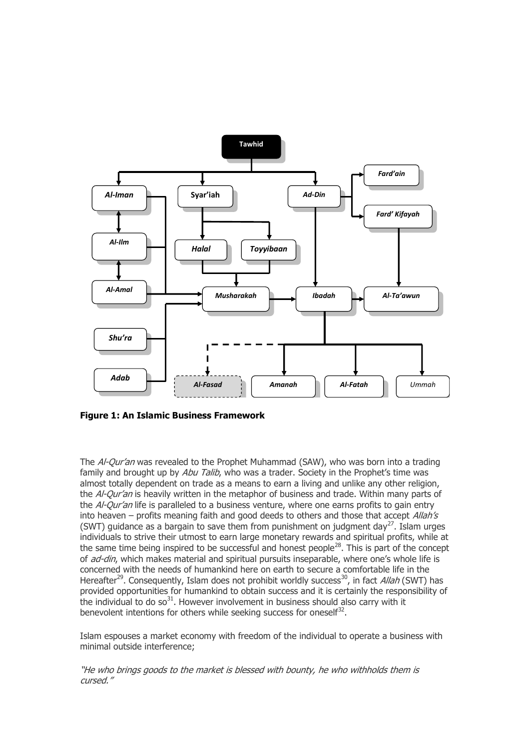**Figure 1: An Islamic Business Framework**

The *Al-Qur'an* was revealed to the Prophet Muhammad (SAW), who was born into a trading family and brought up by *Abu Talib*, who was a trader. Society in the Prophet's time was almost totally dependent on trade as a means to earn a living and unlike any other religion, the *Al-Qur'an* is heavily written in the metaphor of business and trade. Within many parts of the *Al-Qur'an* life is paralleled to a business venture, where one earns profits to gain entry into heaven – profits meaning faith and good deeds to others and those that accept *Allah's* (SWT) guidance as a bargain to save them from punishment on judgment day[27]. Islam urges individuals to strive their utmost to earn large monetary rewards and spiritual profits, while at the same time being inspired to be successful and honest people[28]. This is part of the concept of *ad-din*, which makes material and spiritual pursuits inseparable, where one's whole life is concerned with the needs of humankind here on earth to secure a comfortable life in the Hereafter[29]. Consequently, Islam does not prohibit worldly success[30], in fact *Allah* (SWT) has provided opportunities for humankind to obtain success and it is certainly the responsibility of the individual to do so[31]. However involvement in business should also carry with it benevolent intentions for others while seeking success for oneself[32].

Islam espouses a market economy with freedom of the individual to operate a business with minimal outside interference;

*"He who brings goods to the market is blessed with bounty, he who withholds them is cursed."*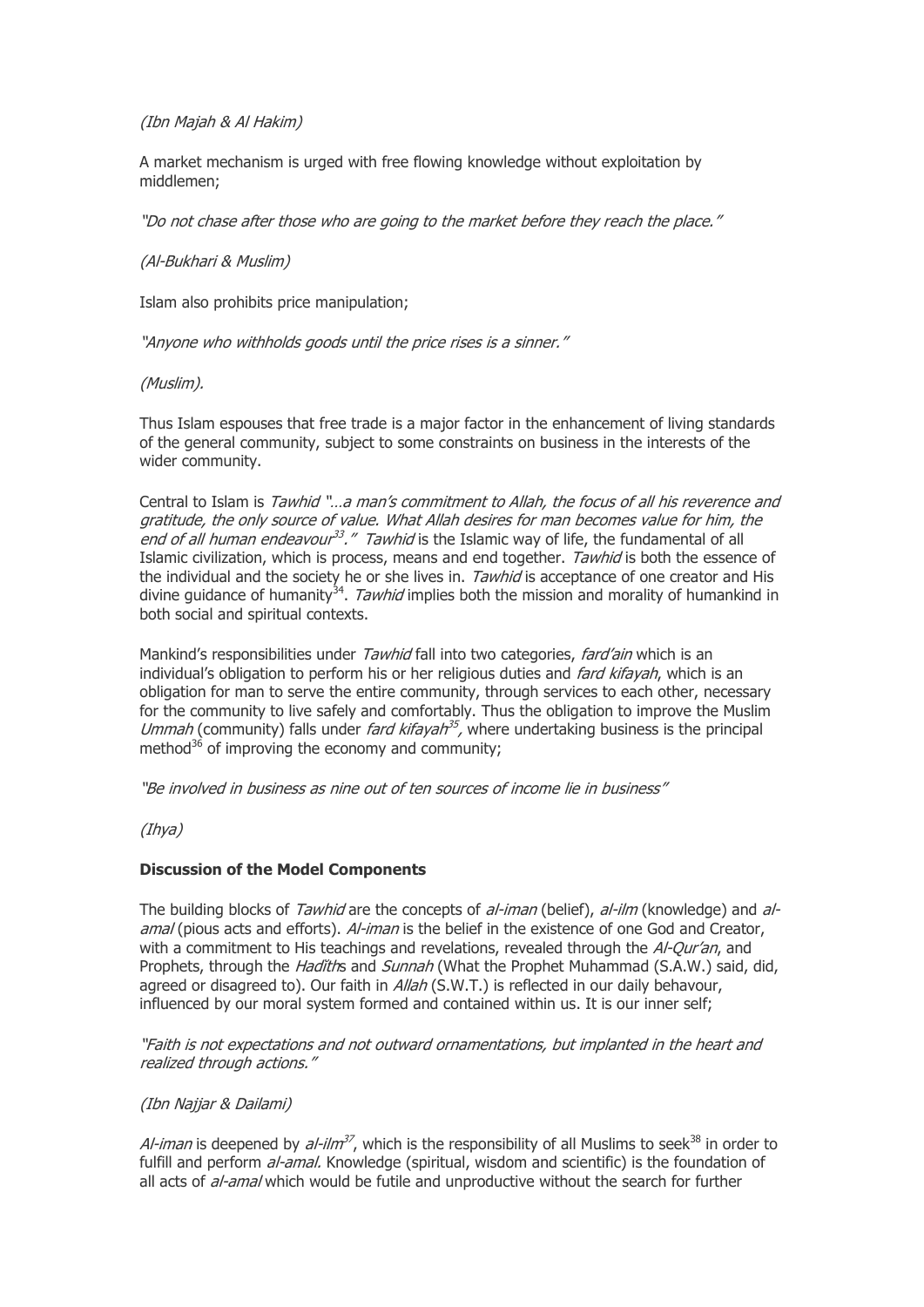*(Ibn Majah & Al Hakim)*

A market mechanism is urged with free flowing knowledge without exploitation by middlemen;

*"Do not chase after those who are going to the market before they reach the place."*

*(Al-Bukhari & Muslim)*

Islam also prohibits price manipulation;

*"Anyone who withholds goods until the price rises is a sinner."*

*(Muslim).*

Thus Islam espouses that free trade is a major factor in the enhancement of living standards of the general community, subject to some constraints on business in the interests of the wider community.

Central to Islam is *Tawhid "…a man's commitment to Allah, the focus of all his reverence and gratitude, the only source of value. What Allah desires for man becomes value for him, the end of all human endeavour[33]."* *Tawhid* is the Islamic way of life, the fundamental of all Islamic civilization, which is process, means and end together. *Tawhid* is both the essence of the individual and the society he or she lives in. *Tawhid* is acceptance of one creator and His divine guidance of humanity[34]. *Tawhid* implies both the mission and morality of humankind in both social and spiritual contexts.

Mankind's responsibilities under *Tawhid* fall into two categories, *fard'ain* which is an individual's obligation to perform his or her religious duties and *fard kifayah*, which is an obligation for man to serve the entire community, through services to each other, necessary for the community to live safely and comfortably. Thus the obligation to improve the Muslim *Ummah* (community) falls under *fard kifayah[35]*, where undertaking business is the principal method[36] of improving the economy and community;

*"Be involved in business as nine out of ten sources of income lie in business"*

*(Ihya)*

### Discussion of the Model Components

The building blocks of *Tawhid* are the concepts of *al-iman* (belief), *al-ilm* (knowledge) and *al-amal* (pious acts and efforts). *Al-iman* is the belief in the existence of one God and Creator, with a commitment to His teachings and revelations, revealed through the *Al-Qur'an*, and Prophets, through the *Hadīth*s and *Sunnah* (What the Prophet Muhammad (S.A.W.) said, did, agreed or disagreed to). Our faith in *Allah* (S.W.T.) is reflected in our daily behavour, influenced by our moral system formed and contained within us. It is our inner self;

*"Faith is not expectations and not outward ornamentations, but implanted in the heart and realized through actions."*

*(Ibn Najjar & Dailami)*

*Al-iman* is deepened by *al-ilm[37]*, which is the responsibility of all Muslims to seek[38] in order to fulfill and perform *al-amal.* Knowledge (spiritual, wisdom and scientific) is the foundation of all acts of *al-amal* which would be futile and unproductive without the search for further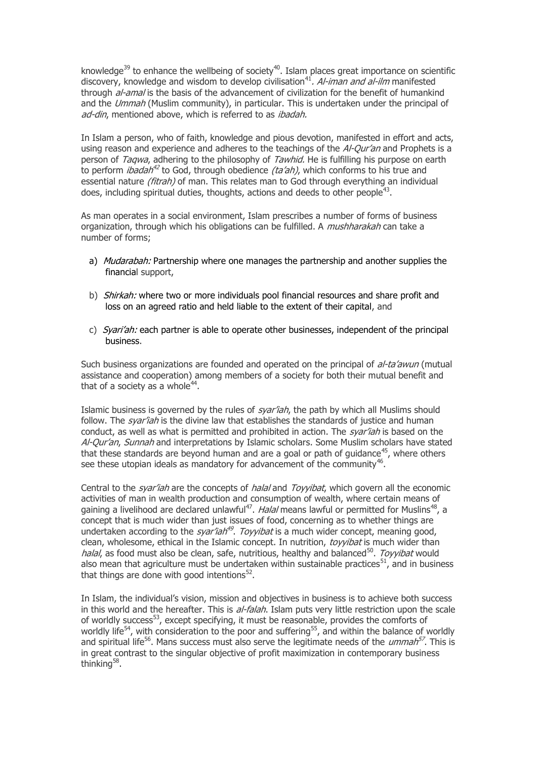knowledge[39] to enhance the wellbeing of society[40]. Islam places great importance on scientific discovery, knowledge and wisdom to develop civilisation[41]. *Al-iman and al-ilm* manifested through *al-amal* is the basis of the advancement of civilization for the benefit of humankind and the *Ummah* (Muslim community), in particular. This is undertaken under the principal of *ad-din*, mentioned above, which is referred to as *ibadah.*

In Islam a person, who of faith, knowledge and pious devotion, manifested in effort and acts, using reason and experience and adheres to the teachings of the *Al-Qur'an* and Prophets is a person of *Taqwa*, adhering to the philosophy of *Tawhid.* He is fulfilling his purpose on earth to perform *ibadah*[42] to God, through obedience *(ta'ah)*, which conforms to his true and essential nature *(fitrah)* of man. This relates man to God through everything an individual does, including spiritual duties, thoughts, actions and deeds to other people[43].

As man operates in a social environment, Islam prescribes a number of forms of business organization, through which his obligations can be fulfilled. A *mushharakah* can take a number of forms;

a) *Mudarabah:* Partnership where one manages the partnership and another supplies the financial support,

b) *Shirkah:* where two or more individuals pool financial resources and share profit and loss on an agreed ratio and held liable to the extent of their capital, and

c) *Syari'ah:* each partner is able to operate other businesses, independent of the principal business.

Such business organizations are founded and operated on the principal of *al-ta'awun* (mutual assistance and cooperation) among members of a society for both their mutual benefit and that of a society as a whole[44].

Islamic business is governed by the rules of *syar'iah*, the path by which all Muslims should follow. The *syar'iah* is the divine law that establishes the standards of justice and human conduct, as well as what is permitted and prohibited in action. The *syar'iah* is based on the *Al-Qur'an*, *Sunnah* and interpretations by Islamic scholars. Some Muslim scholars have stated that these standards are beyond human and are a goal or path of guidance[45], where others see these utopian ideals as mandatory for advancement of the community[46].

Central to the *syar'iah* are the concepts of *halal* and *Toyyibat*, which govern all the economic activities of man in wealth production and consumption of wealth, where certain means of gaining a livelihood are declared unlawful[47]. *Halal* means lawful or permitted for Muslims[48], a concept that is much wider than just issues of food, concerning as to whether things are undertaken according to the *syar'iah*[49]. *Toyyibat* is a much wider concept, meaning good, clean, wholesome, ethical in the Islamic concept. In nutrition, *toyyibat* is much wider than *halal*, as food must also be clean, safe, nutritious, healthy and balanced[50]. *Toyyibat* would also mean that agriculture must be undertaken within sustainable practices[51], and in business that things are done with good intentions[52].

In Islam, the individual's vision, mission and objectives in business is to achieve both success in this world and the hereafter. This is *al-falah*. Islam puts very little restriction upon the scale of worldly success[53], except specifying, it must be reasonable, provides the comforts of worldly life[54], with consideration to the poor and suffering[55], and within the balance of worldly and spiritual life[56]. Mans success must also serve the legitimate needs of the *ummah*[57]. This is in great contrast to the singular objective of profit maximization in contemporary business thinking[58].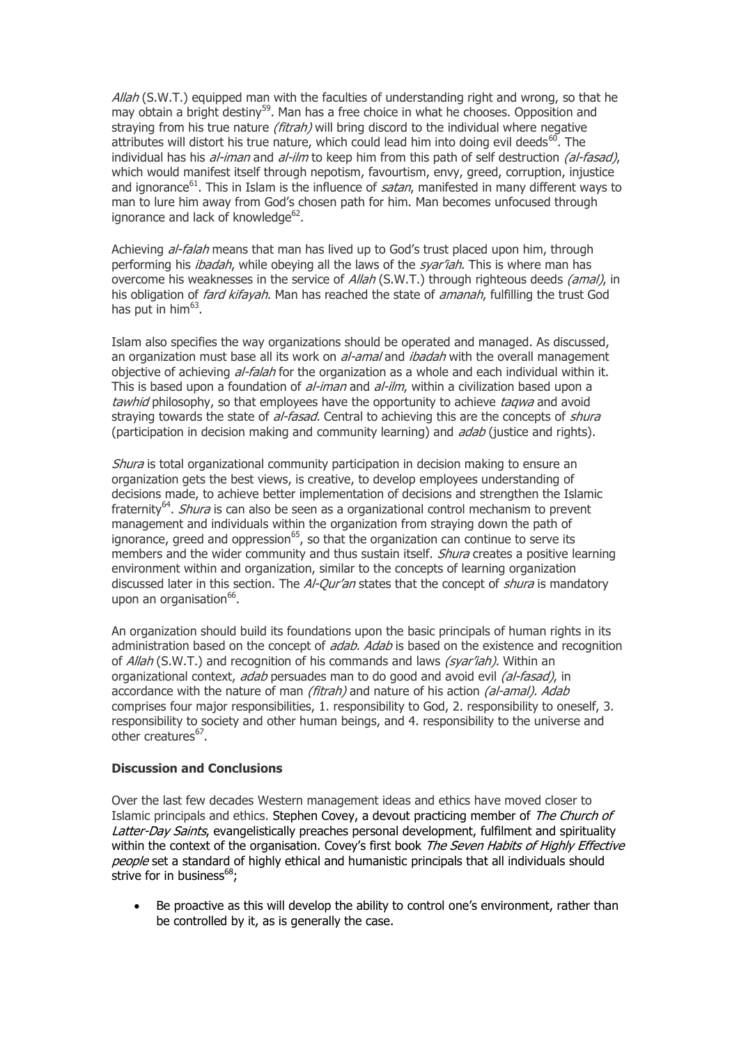*Allah* (S.W.T.) equipped man with the faculties of understanding right and wrong, so that he may obtain a bright destiny[59]. Man has a free choice in what he chooses. Opposition and straying from his true nature *(fitrah)* will bring discord to the individual where negative attributes will distort his true nature, which could lead him into doing evil deeds[60]. The individual has his *al-iman* and *al-ilm* to keep him from this path of self destruction *(al-fasad)*, which would manifest itself through nepotism, favourtism, envy, greed, corruption, injustice and ignorance[61]. This in Islam is the influence of *satan*, manifested in many different ways to man to lure him away from God's chosen path for him. Man becomes unfocused through ignorance and lack of knowledge[62].

Achieving *al-falah* means that man has lived up to God's trust placed upon him, through performing his *ibadah*, while obeying all the laws of the *syar'iah*. This is where man has overcome his weaknesses in the service of *Allah* (S.W.T.) through righteous deeds *(amal)*, in his obligation of *fard kifayah*. Man has reached the state of *amanah*, fulfilling the trust God has put in him[63].

Islam also specifies the way organizations should be operated and managed. As discussed, an organization must base all its work on *al-amal* and *ibadah* with the overall management objective of achieving *al-falah* for the organization as a whole and each individual within it. This is based upon a foundation of *al-iman* and *al-ilm*, within a civilization based upon a *tawhid* philosophy, so that employees have the opportunity to achieve *taqwa* and avoid straying towards the state of *al-fasad.* Central to achieving this are the concepts of *shura* (participation in decision making and community learning) and *adab* (justice and rights).

*Shura* is total organizational community participation in decision making to ensure an organization gets the best views, is creative, to develop employees understanding of decisions made, to achieve better implementation of decisions and strengthen the Islamic fraternity[64]. *Shura* is can also be seen as a organizational control mechanism to prevent management and individuals within the organization from straying down the path of ignorance, greed and oppression[65], so that the organization can continue to serve its members and the wider community and thus sustain itself. *Shura* creates a positive learning environment within and organization, similar to the concepts of learning organization discussed later in this section. The *Al-Qur'an* states that the concept of *shura* is mandatory upon an organisation[66].

An organization should build its foundations upon the basic principals of human rights in its administration based on the concept of *adab. Adab* is based on the existence and recognition of *Allah* (S.W.T.) and recognition of his commands and laws *(syar'iah).* Within an organizational context, *adab* persuades man to do good and avoid evil *(al-fasad)*, in accordance with the nature of man *(fitrah)* and nature of his action *(al-amal). Adab* comprises four major responsibilities, 1. responsibility to God, 2. responsibility to oneself, 3. responsibility to society and other human beings, and 4. responsibility to the universe and other creatures[67].

**Discussion and Conclusions**

Over the last few decades Western management ideas and ethics have moved closer to Islamic principals and ethics. Stephen Covey, a devout practicing member of *The Church of Latter-Day Saints*, evangelistically preaches personal development, fulfilment and spirituality within the context of the organisation. Covey's first book *The Seven Habits of Highly Effective people* set a standard of highly ethical and humanistic principals that all individuals should strive for in business[68];

- Be proactive as this will develop the ability to control one's environment, rather than be controlled by it, as is generally the case.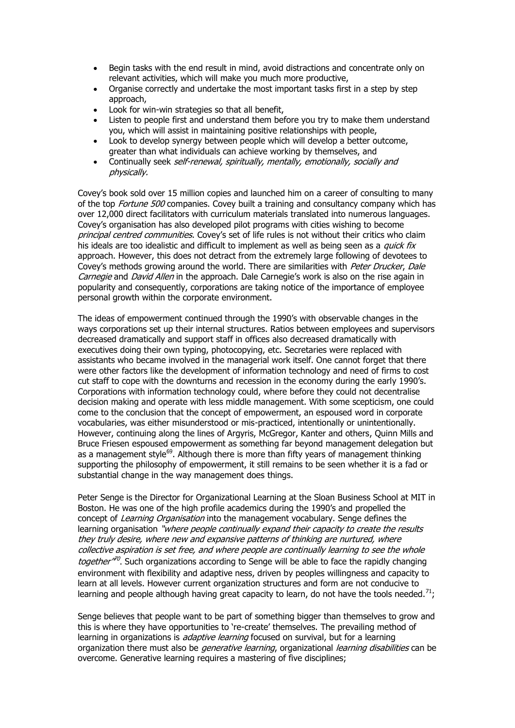- Begin tasks with the end result in mind, avoid distractions and concentrate only on relevant activities, which will make you much more productive,
- Organise correctly and undertake the most important tasks first in a step by step approach,
- Look for win-win strategies so that all benefit,
- Listen to people first and understand them before you try to make them understand you, which will assist in maintaining positive relationships with people,
- Look to develop synergy between people which will develop a better outcome, greater than what individuals can achieve working by themselves, and
- Continually seek *self-renewal, spiritually, mentally, emotionally, socially and physically.*

Covey's book sold over 15 million copies and launched him on a career of consulting to many of the top *Fortune 500* companies. Covey built a training and consultancy company which has over 12,000 direct facilitators with curriculum materials translated into numerous languages. Covey's organisation has also developed pilot programs with cities wishing to become *principal centred communities*. Covey's set of life rules is not without their critics who claim his ideals are too idealistic and difficult to implement as well as being seen as a *quick fix* approach. However, this does not detract from the extremely large following of devotees to Covey's methods growing around the world. There are similarities with *Peter Drucker*, *Dale Carnegie* and *David Allen* in the approach. Dale Carnegie's work is also on the rise again in popularity and consequently, corporations are taking notice of the importance of employee personal growth within the corporate environment.

The ideas of empowerment continued through the 1990's with observable changes in the ways corporations set up their internal structures. Ratios between employees and supervisors decreased dramatically and support staff in offices also decreased dramatically with executives doing their own typing, photocopying, etc. Secretaries were replaced with assistants who became involved in the managerial work itself. One cannot forget that there were other factors like the development of information technology and need of firms to cost cut staff to cope with the downturns and recession in the economy during the early 1990's. Corporations with information technology could, where before they could not decentralise decision making and operate with less middle management. With some scepticism, one could come to the conclusion that the concept of empowerment, an espoused word in corporate vocabularies, was either misunderstood or mis-practiced, intentionally or unintentionally. However, continuing along the lines of Argyris, McGregor, Kanter and others, Quinn Mills and Bruce Friesen espoused empowerment as something far beyond management delegation but as a management style[69]. Although there is more than fifty years of management thinking supporting the philosophy of empowerment, it still remains to be seen whether it is a fad or substantial change in the way management does things.

Peter Senge is the Director for Organizational Learning at the Sloan Business School at MIT in Boston. He was one of the high profile academics during the 1990's and propelled the concept of *Learning Organisation* into the management vocabulary. Senge defines the learning organisation *"where people continually expand their capacity to create the results they truly desire, where new and expansive patterns of thinking are nurtured, where collective aspiration is set free, and where people are continually learning to see the whole together"*[70]. Such organizations according to Senge will be able to face the rapidly changing environment with flexibility and adaptive ness, driven by peoples willingness and capacity to learn at all levels. However current organization structures and form are not conducive to learning and people although having great capacity to learn, do not have the tools needed.[71];

Senge believes that people want to be part of something bigger than themselves to grow and this is where they have opportunities to 're-create' themselves. The prevailing method of learning in organizations is *adaptive learning* focused on survival, but for a learning organization there must also be *generative learning*, organizational *learning disabilities* can be overcome. Generative learning requires a mastering of five disciplines;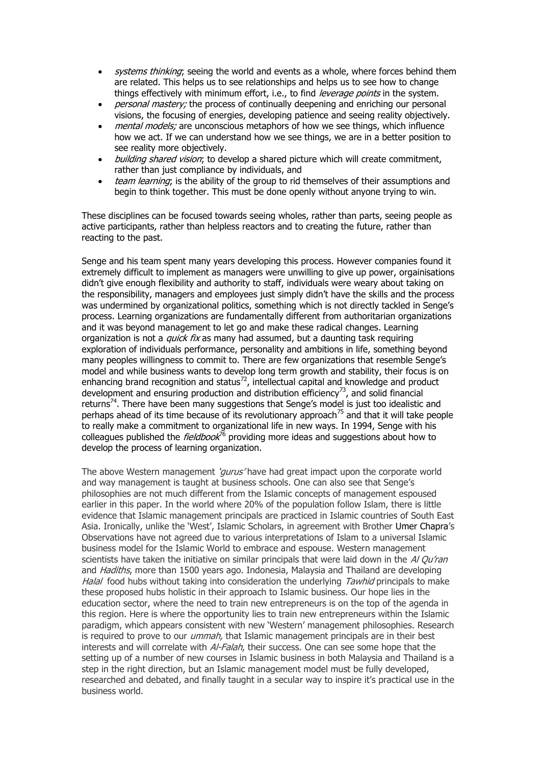- *systems thinking*; seeing the world and events as a whole, where forces behind them are related. This helps us to see relationships and helps us to see how to change things effectively with minimum effort, i.e., to find *leverage points* in the system.
- *personal mastery;* the process of continually deepening and enriching our personal visions, the focusing of energies, developing patience and seeing reality objectively.
- *mental models;* are unconscious metaphors of how we see things, which influence how we act. If we can understand how we see things, we are in a better position to see reality more objectively.
- *building shared vision*; to develop a shared picture which will create commitment, rather than just compliance by individuals, and
- *team learning*; is the ability of the group to rid themselves of their assumptions and begin to think together. This must be done openly without anyone trying to win.

These disciplines can be focused towards seeing wholes, rather than parts, seeing people as active participants, rather than helpless reactors and to creating the future, rather than reacting to the past.

Senge and his team spent many years developing this process. However companies found it extremely difficult to implement as managers were unwilling to give up power, orgainisations didn't give enough flexibility and authority to staff, individuals were weary about taking on the responsibility, managers and employees just simply didn't have the skills and the process was undermined by organizational politics, something which is not directly tackled in Senge's process. Learning organizations are fundamentally different from authoritarian organizations and it was beyond management to let go and make these radical changes. Learning organization is not a *quick fix* as many had assumed, but a daunting task requiring exploration of individuals performance, personality and ambitions in life, something beyond many peoples willingness to commit to. There are few organizations that resemble Senge's model and while business wants to develop long term growth and stability, their focus is on enhancing brand recognition and status[72], intellectual capital and knowledge and product development and ensuring production and distribution efficiency[73], and solid financial returns[74]. There have been many suggestions that Senge's model is just too idealistic and perhaps ahead of its time because of its revolutionary approach[75] and that it will take people to really make a commitment to organizational life in new ways. In 1994, Senge with his colleagues published the *fieldbook*[76] providing more ideas and suggestions about how to develop the process of learning organization.

The above Western management *'gurus'* have had great impact upon the corporate world and way management is taught at business schools. One can also see that Senge's philosophies are not much different from the Islamic concepts of management espoused earlier in this paper. In the world where 20% of the population follow Islam, there is little evidence that Islamic management principals are practiced in Islamic countries of South East Asia. Ironically, unlike the 'West', Islamic Scholars, in agreement with Brother Umer Chapra's Observations have not agreed due to various interpretations of Islam to a universal Islamic business model for the Islamic World to embrace and espouse. Western management scientists have taken the initiative on similar principals that were laid down in the *Al Qu'ran* and *Hadiths*, more than 1500 years ago. Indonesia, Malaysia and Thailand are developing *Halal* food hubs without taking into consideration the underlying *Tawhid* principals to make these proposed hubs holistic in their approach to Islamic business. Our hope lies in the education sector, where the need to train new entrepreneurs is on the top of the agenda in this region. Here is where the opportunity lies to train new entrepreneurs within the Islamic paradigm, which appears consistent with new 'Western' management philosophies. Research is required to prove to our *ummah,* that Islamic management principals are in their best interests and will correlate with *Al-Falah*, their success. One can see some hope that the setting up of a number of new courses in Islamic business in both Malaysia and Thailand is a step in the right direction, but an Islamic management model must be fully developed, researched and debated, and finally taught in a secular way to inspire it's practical use in the business world.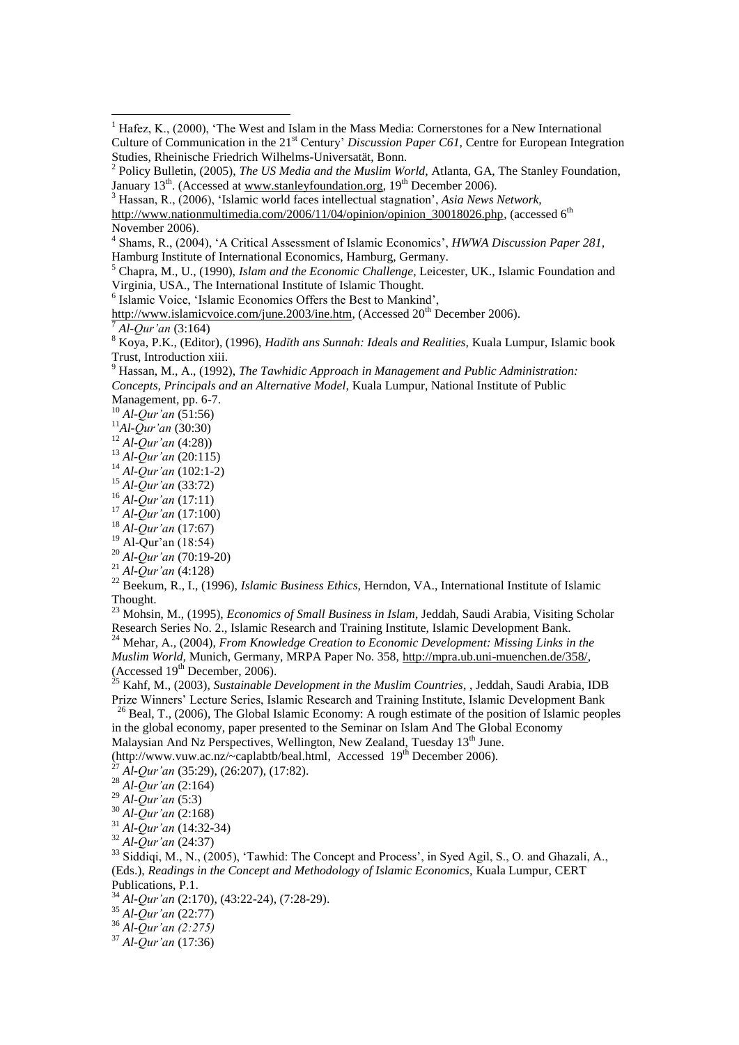[1] Hafez, K., (2000), 'The West and Islam in the Mass Media: Cornerstones for a New International Culture of Communication in the 21st Century' *Discussion Paper C61,* Centre for European Integration Studies, Rheinische Friedrich Wilhelms-Universatät, Bonn.

[2] Policy Bulletin, (2005), *The US Media and the Muslim World,* Atlanta, GA, The Stanley Foundation, January 13th. (Accessed at www.stanleyfoundation.org, 19th December 2006).

[3] Hassan, R., (2006), 'Islamic world faces intellectual stagnation', *Asia News Network,* http://www.nationmultimedia.com/2006/11/04/opinion/opinion_30018026.php, (accessed 6th November 2006).

[4] Shams, R., (2004), 'A Critical Assessment of Islamic Economics', *HWWA Discussion Paper 281,* Hamburg Institute of International Economics, Hamburg, Germany.

[5] Chapra, M., U., (1990), *Islam and the Economic Challenge,* Leicester, UK., Islamic Foundation and Virginia, USA., The International Institute of Islamic Thought.

[6] Islamic Voice, 'Islamic Economics Offers the Best to Mankind', http://www.islamicvoice.com/june.2003/ine.htm, (Accessed 20th December 2006).

[7] *Al-Qur'an* (3:164)

[8] Koya, P.K., (Editor), (1996), *Hadĭth ans Sunnah: Ideals and Realities,* Kuala Lumpur, Islamic book Trust, Introduction xiii.

[9] Hassan, M., A., (1992), *The Tawhidic Approach in Management and Public Administration: Concepts, Principals and an Alternative Model,* Kuala Lumpur, National Institute of Public Management, pp. 6-7.

[10] *Al-Qur'an* (51:56)

[11] *Al-Qur'an* (30:30)

[12] *Al-Qur'an* (4:28))

[13] *Al-Qur'an* (20:115)

[14] *Al-Qur'an* (102:1-2)

[15] *Al-Qur'an* (33:72)

[16] *Al-Qur'an* (17:11)

[17] *Al-Qur'an* (17:100)

[18] *Al-Qur'an* (17:67)

[19] Al-Qur'an (18:54)

[20] *Al-Qur'an* (70:19-20)

[21] *Al-Qur'an* (4:128)

[22] Beekum, R., I., (1996), *Islamic Business Ethics,* Herndon, VA., International Institute of Islamic Thought.

[23] Mohsin, M., (1995), *Economics of Small Business in Islam*, Jeddah, Saudi Arabia, Visiting Scholar Research Series No. 2., Islamic Research and Training Institute, Islamic Development Bank.

[24] Mehar, A., (2004), *From Knowledge Creation to Economic Development: Missing Links in the Muslim World,* Munich, Germany, MRPA Paper No. 358, http://mpra.ub.uni-muenchen.de/358/, (Accessed 19th December, 2006).

[25] Kahf, M., (2003), *Sustainable Development in the Muslim Countries*, , Jeddah, Saudi Arabia, IDB Prize Winners' Lecture Series, Islamic Research and Training Institute, Islamic Development Bank

[26] Beal, T., (2006), The Global Islamic Economy: A rough estimate of the position of Islamic peoples in the global economy, paper presented to the Seminar on Islam And The Global Economy Malaysian And Nz Perspectives, Wellington, New Zealand, Tuesday 13th June. (http://www.vuw.ac.nz/~caplabtb/beal.html, Accessed 19th December 2006).

[27] *Al-Qur'an* (35:29), (26:207), (17:82).

[28] *Al-Qur'an* (2:164)

[29] *Al-Qur'an* (5:3)

[30] *Al-Qur'an* (2:168)

[31] *Al-Qur'an* (14:32-34)

[32] *Al-Qur'an* (24:37)

[33] Siddiqi, M., N., (2005), 'Tawhid: The Concept and Process', in Syed Agil, S., O. and Ghazali, A., (Eds.), *Readings in the Concept and Methodology of Islamic Economics,* Kuala Lumpur, CERT Publications, P.1.

[34] *Al-Qur'an* (2:170), (43:22-24), (7:28-29).

[35] *Al-Qur'an* (22:77)

[36] *Al-Qur'an (2:275)*

[37] *Al-Qur'an* (17:36)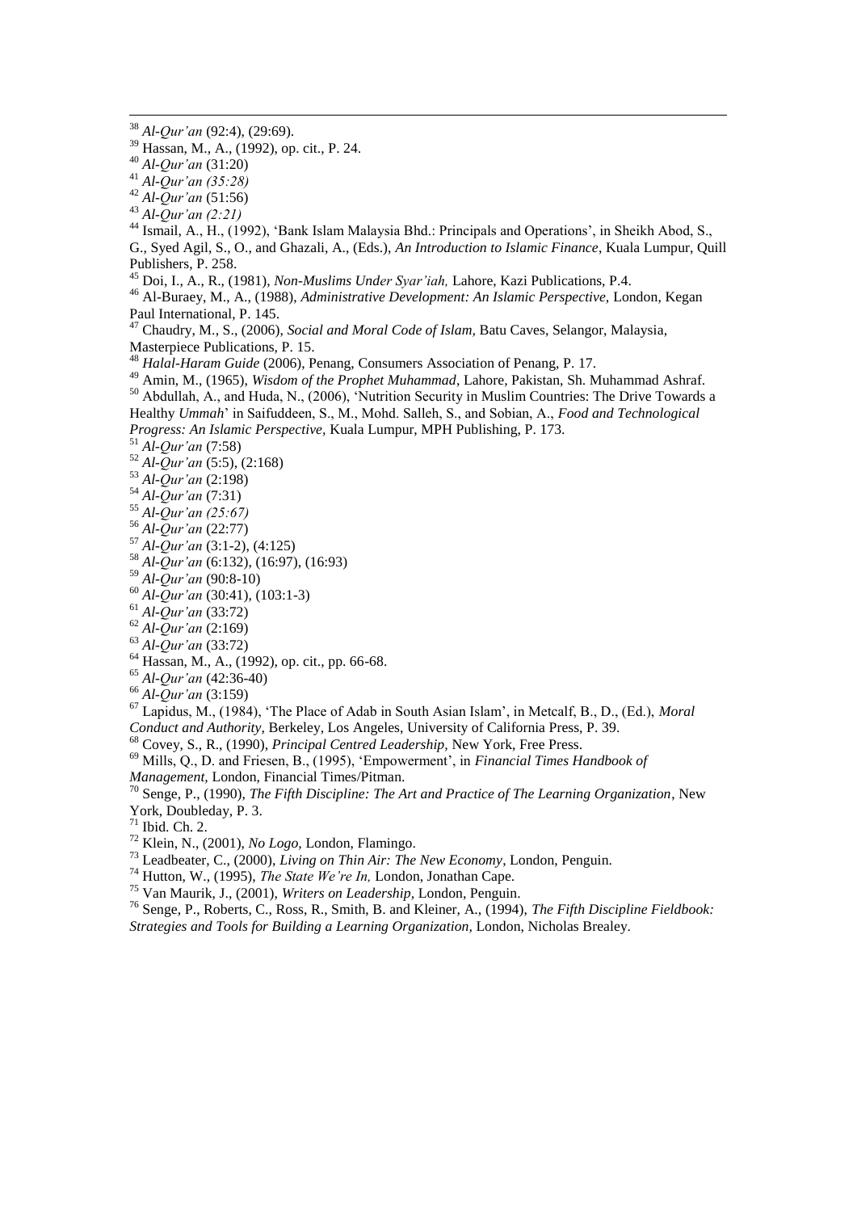[38] *Al-Qur'an* (92:4), (29:69).

[39] Hassan, M., A., (1992), op. cit., P. 24.

[40] *Al-Qur'an* (31:20)

[41] *Al-Qur'an (35:28)*

[42] *Al-Qur'an* (51:56)

[43] *Al-Qur'an (2:21)*

[44] Ismail, A., H., (1992), 'Bank Islam Malaysia Bhd.: Principals and Operations', in Sheikh Abod, S., G., Syed Agil, S., O., and Ghazali, A., (Eds.), *An Introduction to Islamic Finance*, Kuala Lumpur, Quill Publishers, P. 258.

[45] Doi, I., A., R., (1981), *Non-Muslims Under Syar'iah,* Lahore, Kazi Publications, P.4.

[46] Al-Buraey, M., A., (1988), *Administrative Development: An Islamic Perspective,* London, Kegan Paul International, P. 145.

[47] Chaudry, M., S., (2006), *Social and Moral Code of Islam,* Batu Caves, Selangor, Malaysia, Masterpiece Publications, P. 15.

[48] *Halal-Haram Guide* (2006), Penang, Consumers Association of Penang, P. 17.

[49] Amin, M., (1965), *Wisdom of the Prophet Muhammad*, Lahore, Pakistan, Sh. Muhammad Ashraf.

[50] Abdullah, A., and Huda, N., (2006), 'Nutrition Security in Muslim Countries: The Drive Towards a Healthy *Ummah*' in Saifuddeen, S., M., Mohd. Salleh, S., and Sobian, A., *Food and Technological Progress: An Islamic Perspective,* Kuala Lumpur, MPH Publishing, P. 173.

[51] *Al-Qur'an* (7:58)

[52] *Al-Qur'an* (5:5), (2:168)

[53] *Al-Qur'an* (2:198)

[54] *Al-Qur'an* (7:31)

[55] *Al-Qur'an (25:67)*

[56] *Al-Qur'an* (22:77)

[57] *Al-Qur'an* (3:1-2), (4:125)

[58] *Al-Qur'an* (6:132), (16:97), (16:93)

[59] *Al-Qur'an* (90:8-10)

[60] *Al-Qur'an* (30:41), (103:1-3)

[61] *Al-Qur'an* (33:72)

[62] *Al-Qur'an* (2:169)

[63] *Al-Qur'an* (33:72)

[64] Hassan, M., A., (1992), op. cit., pp. 66-68.

[65] *Al-Qur'an* (42:36-40)

[66] *Al-Qur'an* (3:159)

[67] Lapidus, M., (1984), 'The Place of Adab in South Asian Islam', in Metcalf, B., D., (Ed.), *Moral Conduct and Authority,* Berkeley, Los Angeles, University of California Press, P. 39.

[68] Covey, S., R., (1990), *Principal Centred Leadership,* New York, Free Press.

[69] Mills, Q., D. and Friesen, B., (1995), 'Empowerment', in *Financial Times Handbook of Management*, London, Financial Times/Pitman.

[70] Senge, P., (1990), *The Fifth Discipline: The Art and Practice of The Learning Organization*, New York, Doubleday, P. 3.

[71] Ibid. Ch. 2.

[72] Klein, N., (2001), *No Logo,* London, Flamingo.

[73] Leadbeater, C., (2000), *Living on Thin Air: The New Economy*, London, Penguin.

[74] Hutton, W., (1995), *The State We're In,* London, Jonathan Cape.

[75] Van Maurik, J., (2001), *Writers on Leadership*, London, Penguin.

[76] Senge, P., Roberts, C., Ross, R., Smith, B. and Kleiner, A., (1994), *The Fifth Discipline Fieldbook: Strategies and Tools for Building a Learning Organization,* London, Nicholas Brealey.